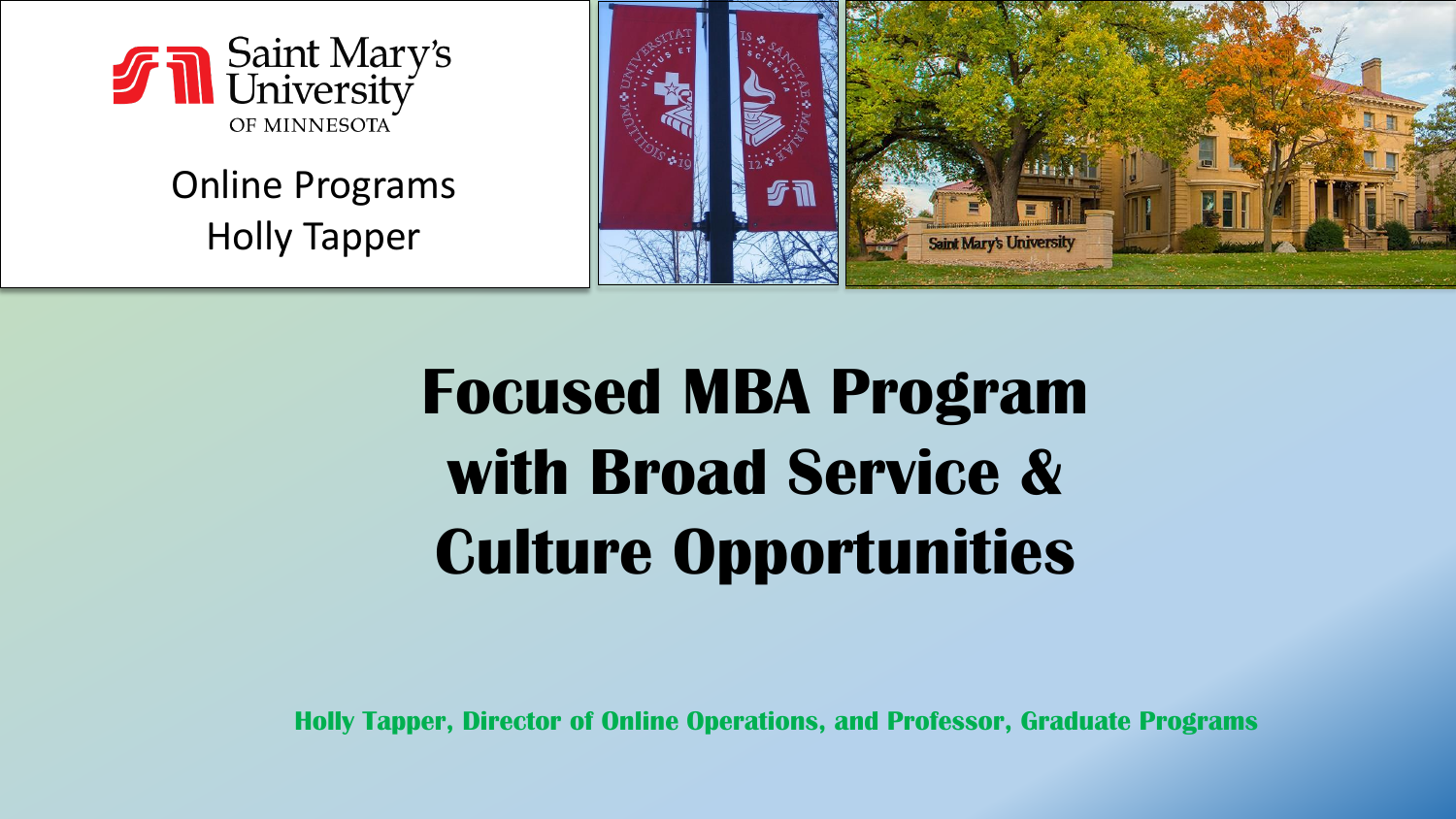Saint Mary's University OF MINNESOTA

Online Programs
Holly Tapper

# Focused MBA Program with Broad Service & Culture Opportunities

**Holly Tapper, Director of Online Operations, and Professor, Graduate Programs**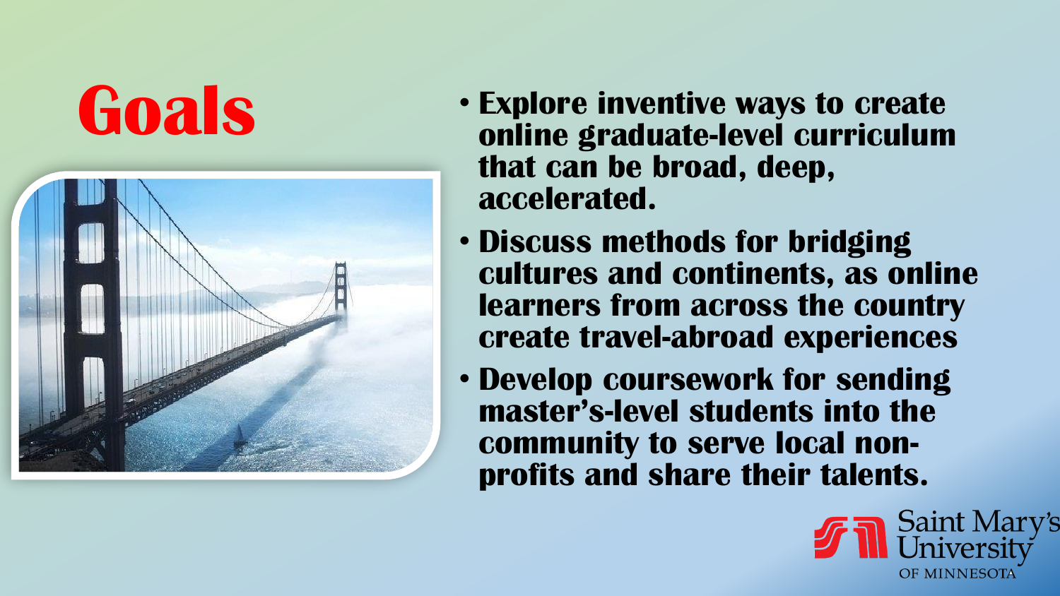# Goals

- **Explore inventive ways to create online graduate-level curriculum that can be broad, deep, accelerated.**
- **Discuss methods for bridging cultures and continents, as online learners from across the country create travel-abroad experiences**
- **Develop coursework for sending master's-level students into the community to serve local non-profits and share their talents.**

Saint Mary's University OF MINNESOTA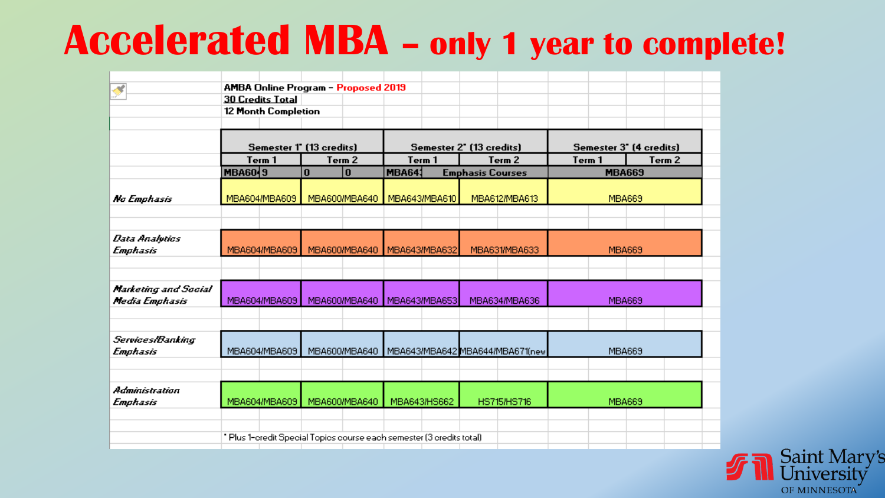# Accelerated MBA – only 1 year to complete!

AMBA Online Program – Proposed 2019

<u>30 Credits Total</u>

12 Month Completion

| | Semester 1* (13 credits) | | Semester 2* (13 credits) | | Semester 3* (4 credits) | |
|---|---|---|---|---|---|---|
| | Term 1 | Term 2 | Term 1 | Term 2 | Term 1 | Term 2 |
| | MBA60‹ 9 | 0 0 | MBA64: | Emphasis Courses | MBA669 | |
| *No Emphasis* | MBA604/MBA609 | MBA600/MBA640 | MBA643/MBA610 | MBA612/MBA613 | MBA669 | |
| *Data Analytics Emphasis* | MBA604/MBA609 | MBA600/MBA640 | MBA643/MBA632 | MBA631/MBA633 | MBA669 | |
| *Marketing and Social Media Emphasis* | MBA604/MBA609 | MBA600/MBA640 | MBA643/MBA653 | MBA634/MBA636 | MBA669 | |
| *Services/Banking Emphasis* | MBA604/MBA609 | MBA600/MBA640 | MBA643/MBA642 | MBA644/MBA671(new | MBA669 | |
| *Administration Emphasis* | MBA604/MBA609 | MBA600/MBA640 | MBA643/HS662 | HS715/HS716 | MBA669 | |

\* Plus 1-credit Special Topics course each semester (3 credits total)

Saint Mary's University OF MINNESOTA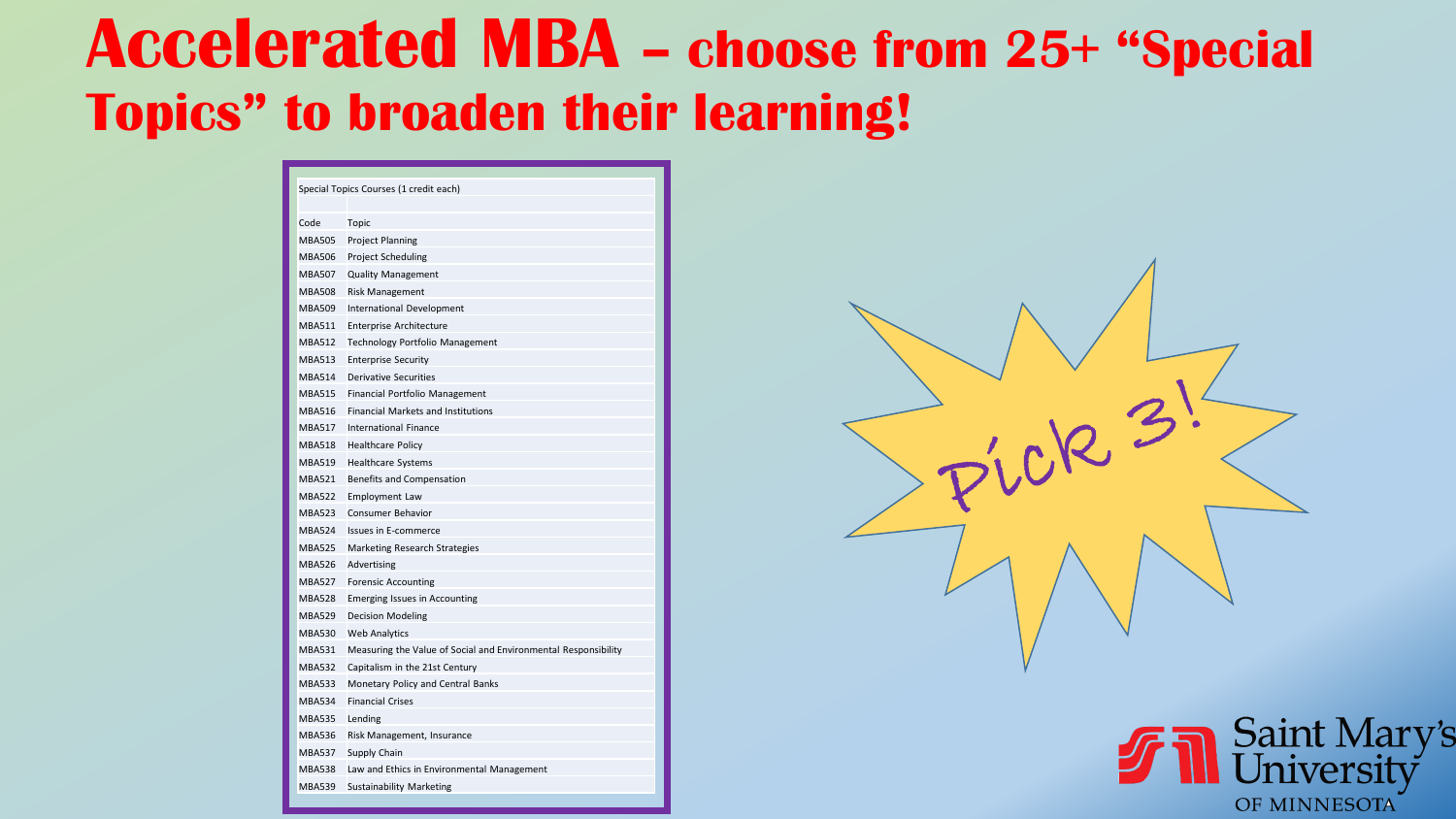# Accelerated MBA – choose from 25+ "Special Topics" to broaden their learning!

| Special Topics Courses (1 credit each) | |
|---|---|
| | |
| Code | Topic |
| MBA505 | Project Planning |
| MBA506 | Project Scheduling |
| MBA507 | Quality Management |
| MBA508 | Risk Management |
| MBA509 | International Development |
| MBA511 | Enterprise Architecture |
| MBA512 | Technology Portfolio Management |
| MBA513 | Enterprise Security |
| MBA514 | Derivative Securities |
| MBA515 | Financial Portfolio Management |
| MBA516 | Financial Markets and Institutions |
| MBA517 | International Finance |
| MBA518 | Healthcare Policy |
| MBA519 | Healthcare Systems |
| MBA521 | Benefits and Compensation |
| MBA522 | Employment Law |
| MBA523 | Consumer Behavior |
| MBA524 | Issues in E-commerce |
| MBA525 | Marketing Research Strategies |
| MBA526 | Advertising |
| MBA527 | Forensic Accounting |
| MBA528 | Emerging Issues in Accounting |
| MBA529 | Decision Modeling |
| MBA530 | Web Analytics |
| MBA531 | Measuring the Value of Social and Environmental Responsibility |
| MBA532 | Capitalism in the 21st Century |
| MBA533 | Monetary Policy and Central Banks |
| MBA534 | Financial Crises |
| MBA535 | Lending |
| MBA536 | Risk Management, Insurance |
| MBA537 | Supply Chain |
| MBA538 | Law and Ethics in Environmental Management |
| MBA539 | Sustainability Marketing |

Pick 3!

Saint Mary's University OF MINNESOTA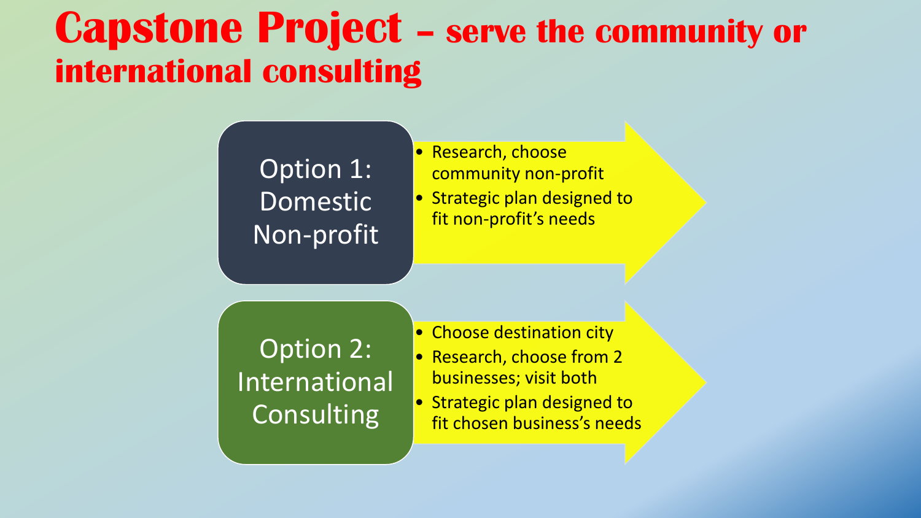# Capstone Project – serve the community or international consulting

## Option 1: Domestic Non-profit

- Research, choose community non-profit
- Strategic plan designed to fit non-profit's needs

## Option 2: International Consulting

- Choose destination city
- Research, choose from 2 businesses; visit both
- Strategic plan designed to fit chosen business's needs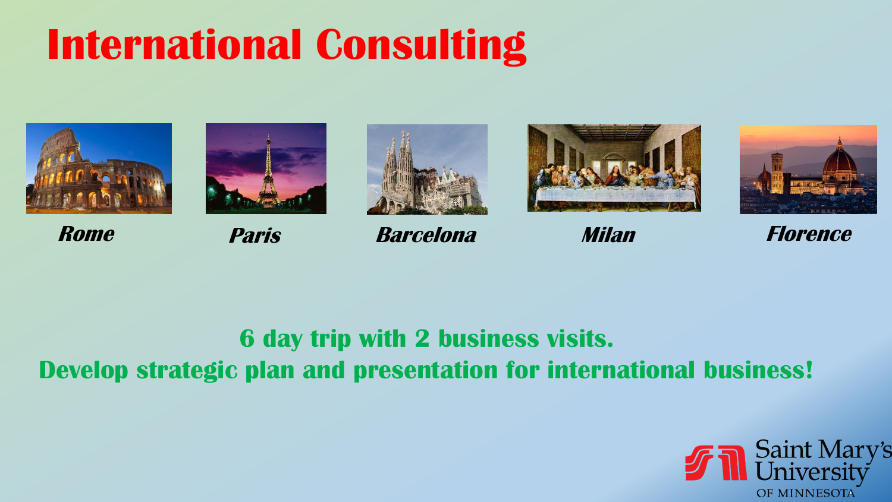# International Consulting

***Rome*** ***Paris*** ***Barcelona*** ***Milan*** ***Florence***

**6 day trip with 2 business visits.**

**Develop strategic plan and presentation for international business!**

Saint Mary's University OF MINNESOTA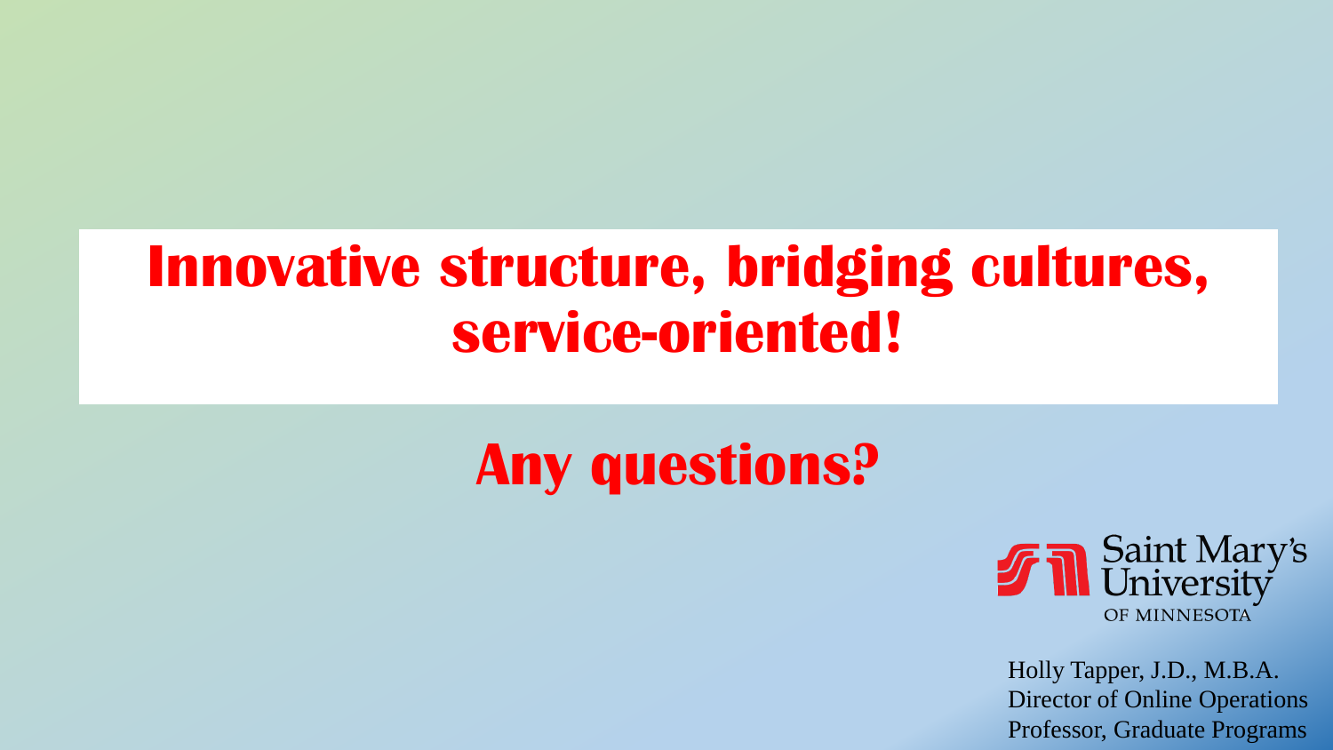# Innovative structure, bridging cultures, service-oriented!

# Any questions?

Saint Mary's University OF MINNESOTA

Holly Tapper, J.D., M.B.A.
Director of Online Operations
Professor, Graduate Programs